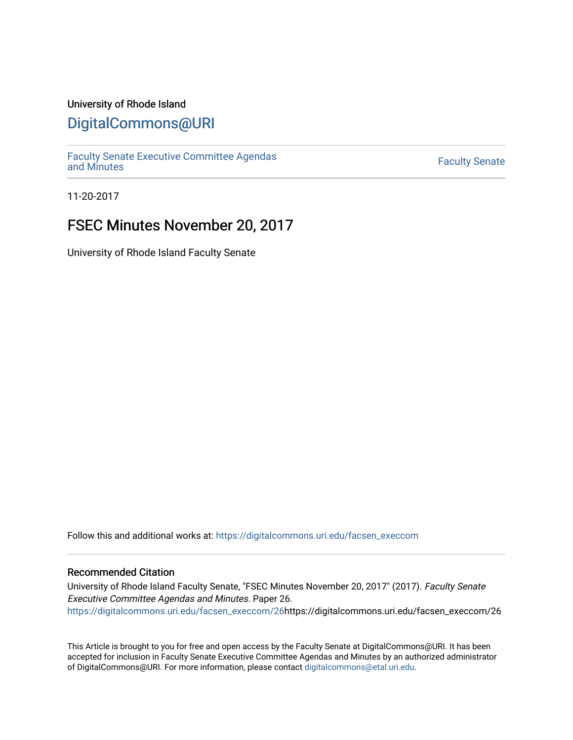University of Rhode Island

# DigitalCommons@URI

Faculty Senate Executive Committee Agendas and Minutes

Faculty Senate

11-20-2017

## FSEC Minutes November 20, 2017

University of Rhode Island Faculty Senate

Follow this and additional works at: https://digitalcommons.uri.edu/facsen_execcom

### Recommended Citation

University of Rhode Island Faculty Senate, "FSEC Minutes November 20, 2017" (2017). *Faculty Senate Executive Committee Agendas and Minutes.* Paper 26.
https://digitalcommons.uri.edu/facsen_execcom/26https://digitalcommons.uri.edu/facsen_execcom/26

This Article is brought to you for free and open access by the Faculty Senate at DigitalCommons@URI. It has been accepted for inclusion in Faculty Senate Executive Committee Agendas and Minutes by an authorized administrator of DigitalCommons@URI. For more information, please contact digitalcommons@etal.uri.edu.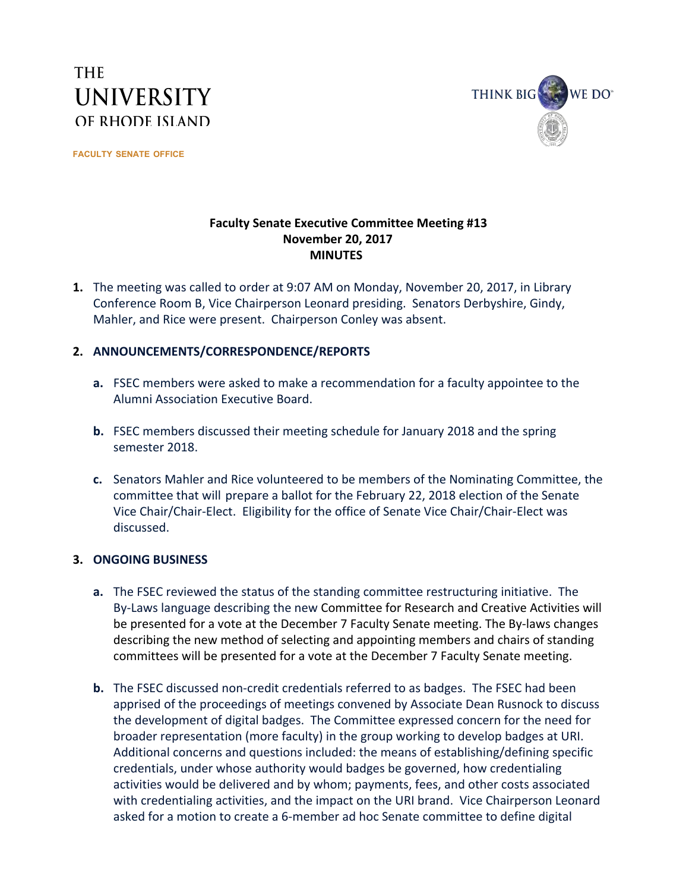THE
UNIVERSITY
OF RHODE ISLAND

FACULTY SENATE OFFICE

THINK BIG WE DO℠

**Faculty Senate Executive Committee Meeting #13**
**November 20, 2017**
**MINUTES**

**1.** The meeting was called to order at 9:07 AM on Monday, November 20, 2017, in Library Conference Room B, Vice Chairperson Leonard presiding. Senators Derbyshire, Gindy, Mahler, and Rice were present. Chairperson Conley was absent.

**2. ANNOUNCEMENTS/CORRESPONDENCE/REPORTS**

**a.** FSEC members were asked to make a recommendation for a faculty appointee to the Alumni Association Executive Board.

**b.** FSEC members discussed their meeting schedule for January 2018 and the spring semester 2018.

**c.** Senators Mahler and Rice volunteered to be members of the Nominating Committee, the committee that will prepare a ballot for the February 22, 2018 election of the Senate Vice Chair/Chair-Elect. Eligibility for the office of Senate Vice Chair/Chair-Elect was discussed.

**3. ONGOING BUSINESS**

**a.** The FSEC reviewed the status of the standing committee restructuring initiative. The By-Laws language describing the new Committee for Research and Creative Activities will be presented for a vote at the December 7 Faculty Senate meeting. The By-laws changes describing the new method of selecting and appointing members and chairs of standing committees will be presented for a vote at the December 7 Faculty Senate meeting.

**b.** The FSEC discussed non-credit credentials referred to as badges. The FSEC had been apprised of the proceedings of meetings convened by Associate Dean Rusnock to discuss the development of digital badges. The Committee expressed concern for the need for broader representation (more faculty) in the group working to develop badges at URI. Additional concerns and questions included: the means of establishing/defining specific credentials, under whose authority would badges be governed, how credentialing activities would be delivered and by whom; payments, fees, and other costs associated with credentialing activities, and the impact on the URI brand. Vice Chairperson Leonard asked for a motion to create a 6-member ad hoc Senate committee to define digital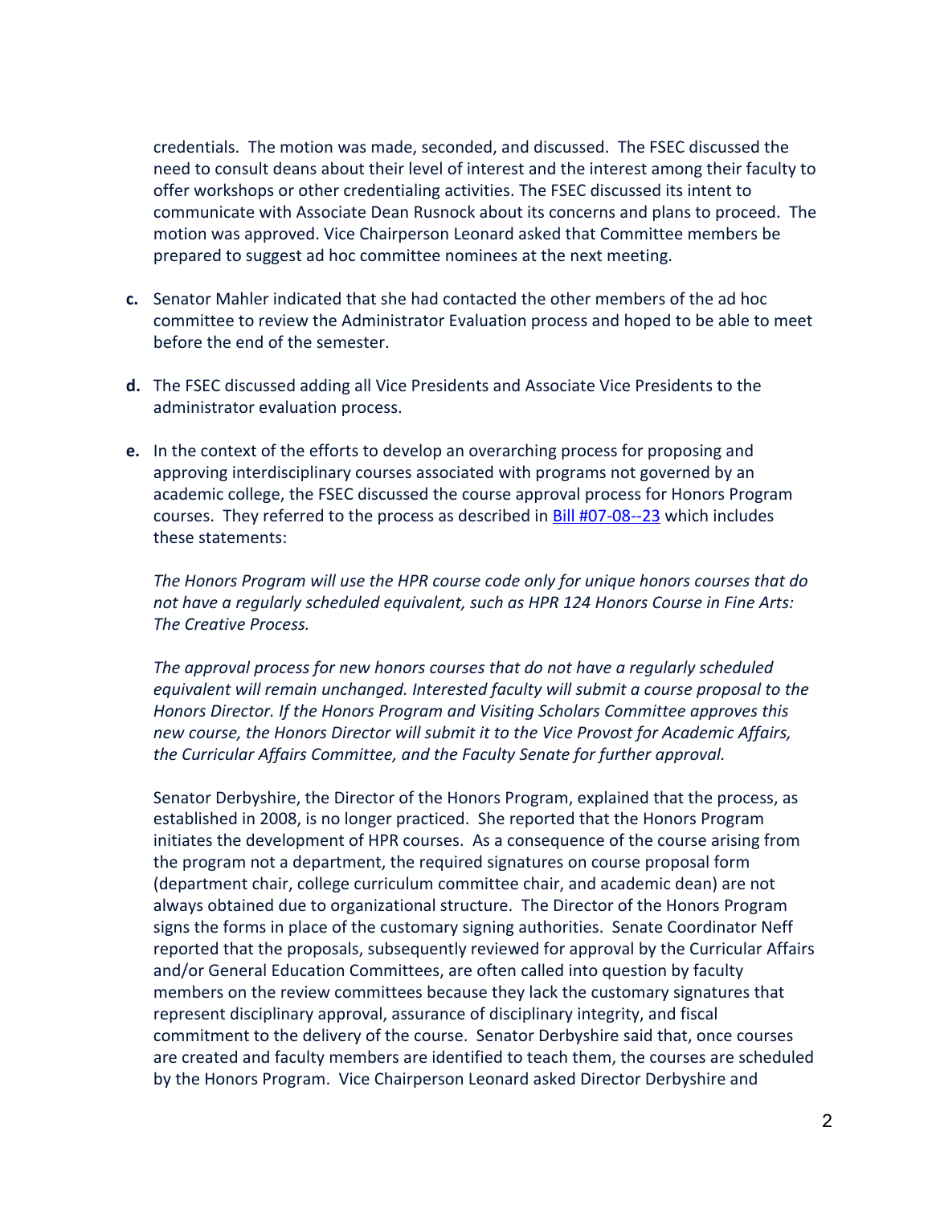credentials. The motion was made, seconded, and discussed. The FSEC discussed the need to consult deans about their level of interest and the interest among their faculty to offer workshops or other credentialing activities. The FSEC discussed its intent to communicate with Associate Dean Rusnock about its concerns and plans to proceed. The motion was approved. Vice Chairperson Leonard asked that Committee members be prepared to suggest ad hoc committee nominees at the next meeting.

**c.** Senator Mahler indicated that she had contacted the other members of the ad hoc committee to review the Administrator Evaluation process and hoped to be able to meet before the end of the semester.

**d.** The FSEC discussed adding all Vice Presidents and Associate Vice Presidents to the administrator evaluation process.

**e.** In the context of the efforts to develop an overarching process for proposing and approving interdisciplinary courses associated with programs not governed by an academic college, the FSEC discussed the course approval process for Honors Program courses. They referred to the process as described in Bill #07-08--23 which includes these statements:

*The Honors Program will use the HPR course code only for unique honors courses that do not have a regularly scheduled equivalent, such as HPR 124 Honors Course in Fine Arts: The Creative Process.*

*The approval process for new honors courses that do not have a regularly scheduled equivalent will remain unchanged. Interested faculty will submit a course proposal to the Honors Director. If the Honors Program and Visiting Scholars Committee approves this new course, the Honors Director will submit it to the Vice Provost for Academic Affairs, the Curricular Affairs Committee, and the Faculty Senate for further approval.*

Senator Derbyshire, the Director of the Honors Program, explained that the process, as established in 2008, is no longer practiced. She reported that the Honors Program initiates the development of HPR courses. As a consequence of the course arising from the program not a department, the required signatures on course proposal form (department chair, college curriculum committee chair, and academic dean) are not always obtained due to organizational structure. The Director of the Honors Program signs the forms in place of the customary signing authorities. Senate Coordinator Neff reported that the proposals, subsequently reviewed for approval by the Curricular Affairs and/or General Education Committees, are often called into question by faculty members on the review committees because they lack the customary signatures that represent disciplinary approval, assurance of disciplinary integrity, and fiscal commitment to the delivery of the course. Senator Derbyshire said that, once courses are created and faculty members are identified to teach them, the courses are scheduled by the Honors Program. Vice Chairperson Leonard asked Director Derbyshire and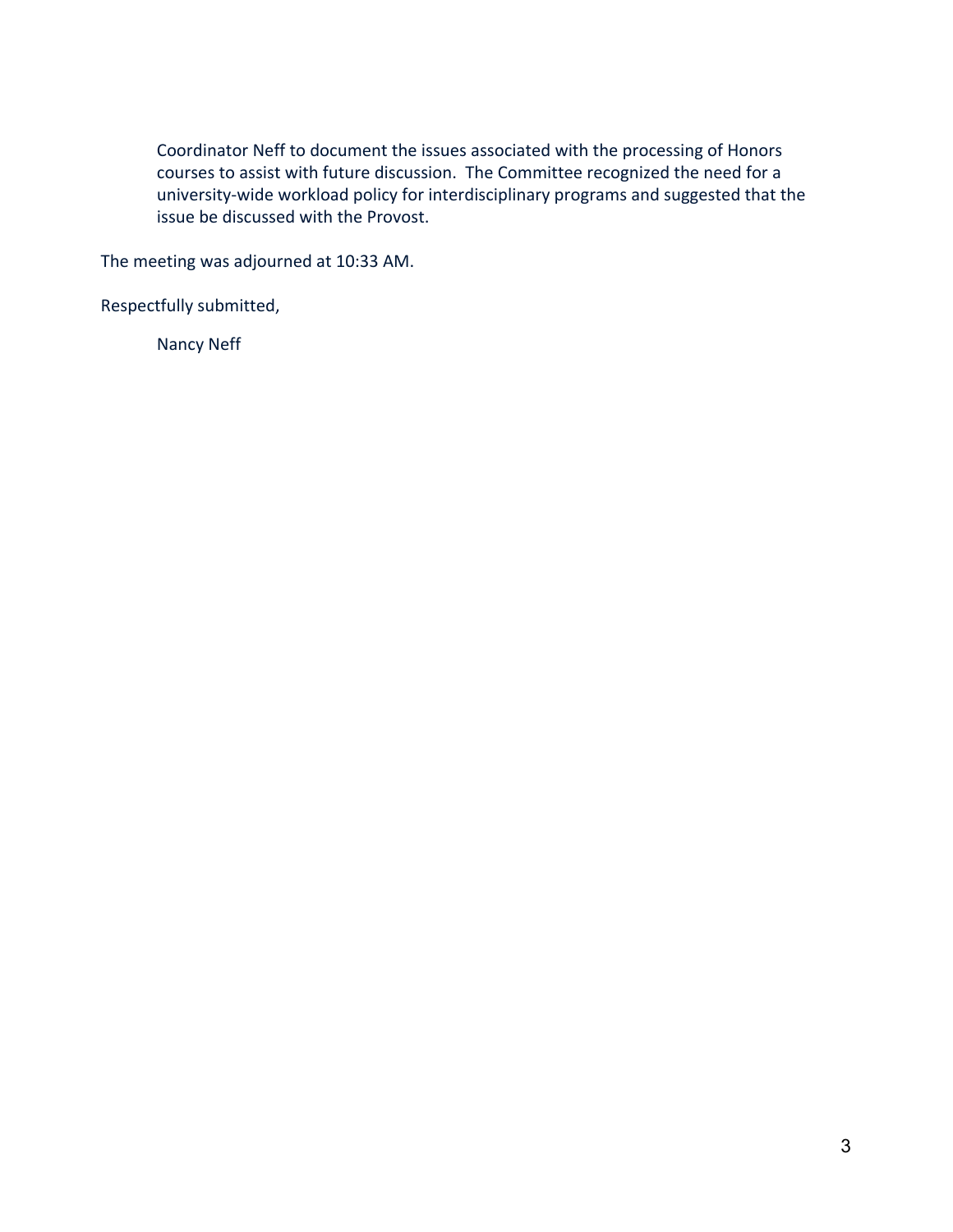Coordinator Neff to document the issues associated with the processing of Honors courses to assist with future discussion. The Committee recognized the need for a university-wide workload policy for interdisciplinary programs and suggested that the issue be discussed with the Provost.

The meeting was adjourned at 10:33 AM.

Respectfully submitted,

Nancy Neff